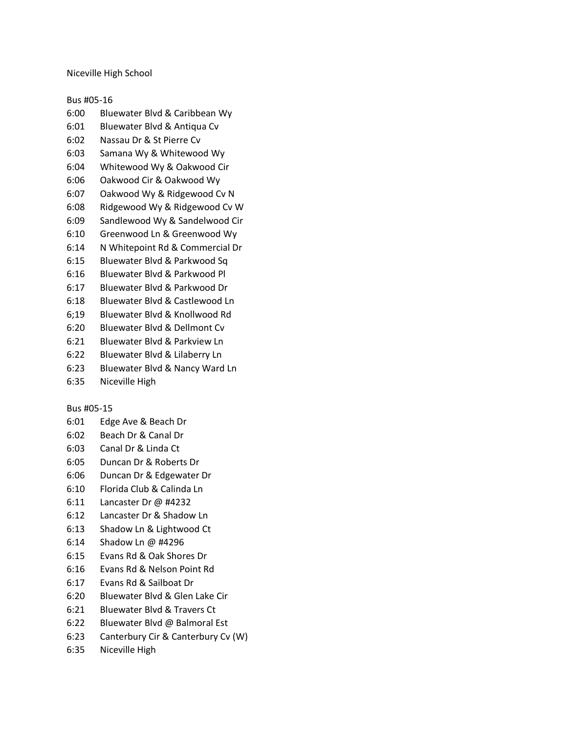Niceville High School

Bus #05-16

| | |
|---|---|
| 6:00 | Bluewater Blvd & Caribbean Wy |
| 6:01 | Bluewater Blvd & Antiqua Cv |
| 6:02 | Nassau Dr & St Pierre Cv |
| 6:03 | Samana Wy & Whitewood Wy |
| 6:04 | Whitewood Wy & Oakwood Cir |
| 6:06 | Oakwood Cir & Oakwood Wy |
| 6:07 | Oakwood Wy & Ridgewood Cv N |
| 6:08 | Ridgewood Wy & Ridgewood Cv W |
| 6:09 | Sandlewood Wy & Sandelwood Cir |
| 6:10 | Greenwood Ln & Greenwood Wy |
| 6:14 | N Whitepoint Rd & Commercial Dr |
| 6:15 | Bluewater Blvd & Parkwood Sq |
| 6:16 | Bluewater Blvd & Parkwood Pl |
| 6:17 | Bluewater Blvd & Parkwood Dr |
| 6:18 | Bluewater Blvd & Castlewood Ln |
| 6;19 | Bluewater Blvd & Knollwood Rd |
| 6:20 | Bluewater Blvd & Dellmont Cv |
| 6:21 | Bluewater Blvd & Parkview Ln |
| 6:22 | Bluewater Blvd & Lilaberry Ln |
| 6:23 | Bluewater Blvd & Nancy Ward Ln |
| 6:35 | Niceville High |

Bus #05-15

| | |
|---|---|
| 6:01 | Edge Ave & Beach Dr |
| 6:02 | Beach Dr & Canal Dr |
| 6:03 | Canal Dr & Linda Ct |
| 6:05 | Duncan Dr & Roberts Dr |
| 6:06 | Duncan Dr & Edgewater Dr |
| 6:10 | Florida Club & Calinda Ln |
| 6:11 | Lancaster Dr @ #4232 |
| 6:12 | Lancaster Dr & Shadow Ln |
| 6:13 | Shadow Ln & Lightwood Ct |
| 6:14 | Shadow Ln @ #4296 |
| 6:15 | Evans Rd & Oak Shores Dr |
| 6:16 | Evans Rd & Nelson Point Rd |
| 6:17 | Evans Rd & Sailboat Dr |
| 6:20 | Bluewater Blvd & Glen Lake Cir |
| 6:21 | Bluewater Blvd & Travers Ct |
| 6:22 | Bluewater Blvd @ Balmoral Est |
| 6:23 | Canterbury Cir & Canterbury Cv (W) |
| 6:35 | Niceville High |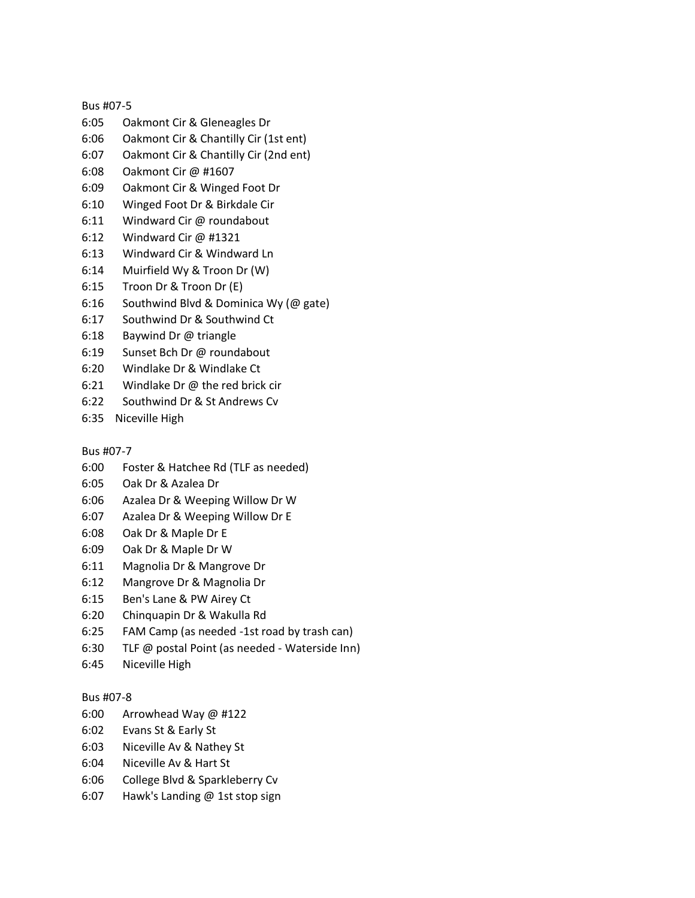Bus #07-5

6:05 Oakmont Cir & Gleneagles Dr
6:06 Oakmont Cir & Chantilly Cir (1st ent)
6:07 Oakmont Cir & Chantilly Cir (2nd ent)
6:08 Oakmont Cir @ #1607
6:09 Oakmont Cir & Winged Foot Dr
6:10 Winged Foot Dr & Birkdale Cir
6:11 Windward Cir @ roundabout
6:12 Windward Cir @ #1321
6:13 Windward Cir & Windward Ln
6:14 Muirfield Wy & Troon Dr (W)
6:15 Troon Dr & Troon Dr (E)
6:16 Southwind Blvd & Dominica Wy (@ gate)
6:17 Southwind Dr & Southwind Ct
6:18 Baywind Dr @ triangle
6:19 Sunset Bch Dr @ roundabout
6:20 Windlake Dr & Windlake Ct
6:21 Windlake Dr @ the red brick cir
6:22 Southwind Dr & St Andrews Cv
6:35 Niceville High

Bus #07-7

6:00 Foster & Hatchee Rd (TLF as needed)
6:05 Oak Dr & Azalea Dr
6:06 Azalea Dr & Weeping Willow Dr W
6:07 Azalea Dr & Weeping Willow Dr E
6:08 Oak Dr & Maple Dr E
6:09 Oak Dr & Maple Dr W
6:11 Magnolia Dr & Mangrove Dr
6:12 Mangrove Dr & Magnolia Dr
6:15 Ben's Lane & PW Airey Ct
6:20 Chinquapin Dr & Wakulla Rd
6:25 FAM Camp (as needed -1st road by trash can)
6:30 TLF @ postal Point (as needed - Waterside Inn)
6:45 Niceville High

Bus #07-8

6:00 Arrowhead Way @ #122
6:02 Evans St & Early St
6:03 Niceville Av & Nathey St
6:04 Niceville Av & Hart St
6:06 College Blvd & Sparkleberry Cv
6:07 Hawk's Landing @ 1st stop sign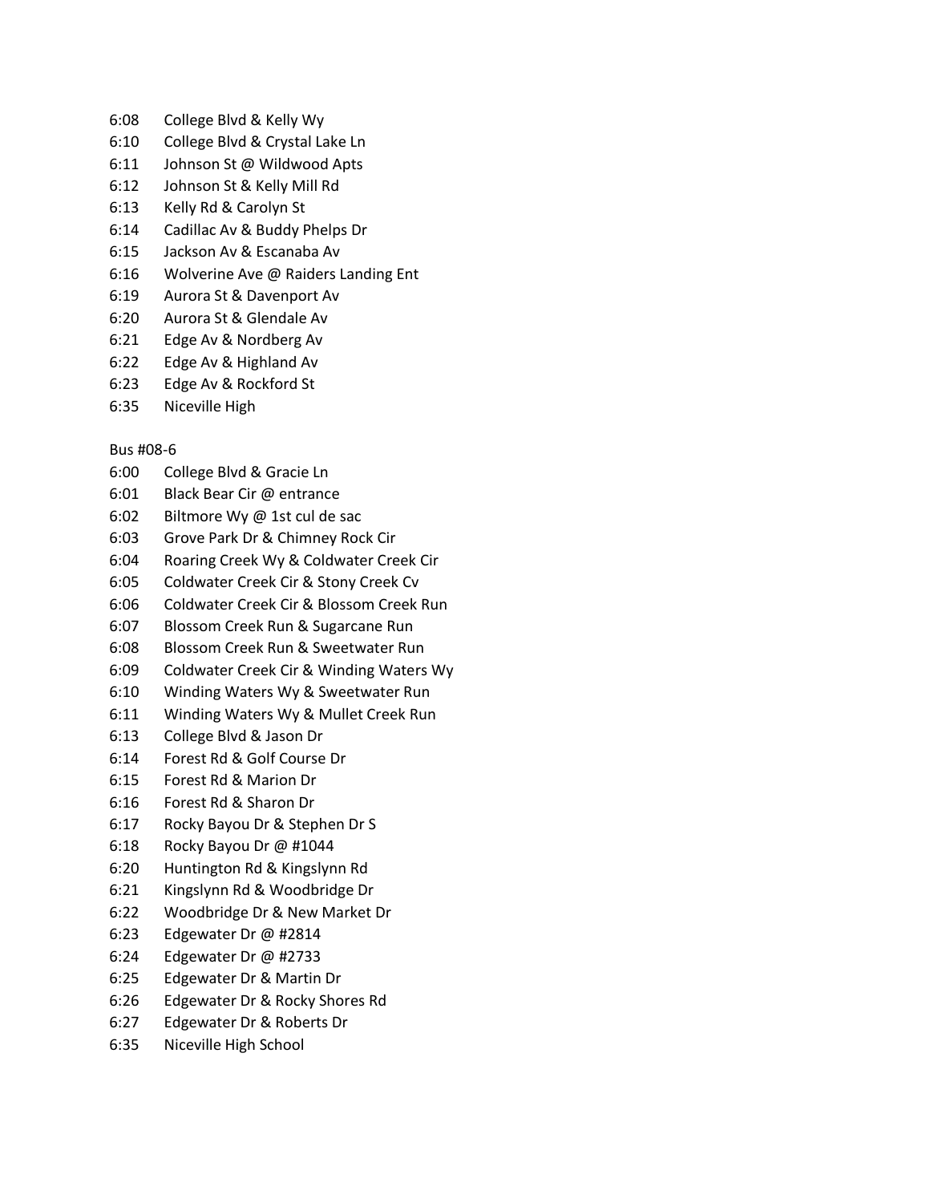6:08 College Blvd & Kelly Wy
6:10 College Blvd & Crystal Lake Ln
6:11 Johnson St @ Wildwood Apts
6:12 Johnson St & Kelly Mill Rd
6:13 Kelly Rd & Carolyn St
6:14 Cadillac Av & Buddy Phelps Dr
6:15 Jackson Av & Escanaba Av
6:16 Wolverine Ave @ Raiders Landing Ent
6:19 Aurora St & Davenport Av
6:20 Aurora St & Glendale Av
6:21 Edge Av & Nordberg Av
6:22 Edge Av & Highland Av
6:23 Edge Av & Rockford St
6:35 Niceville High

Bus #08-6

6:00 College Blvd & Gracie Ln
6:01 Black Bear Cir @ entrance
6:02 Biltmore Wy @ 1st cul de sac
6:03 Grove Park Dr & Chimney Rock Cir
6:04 Roaring Creek Wy & Coldwater Creek Cir
6:05 Coldwater Creek Cir & Stony Creek Cv
6:06 Coldwater Creek Cir & Blossom Creek Run
6:07 Blossom Creek Run & Sugarcane Run
6:08 Blossom Creek Run & Sweetwater Run
6:09 Coldwater Creek Cir & Winding Waters Wy
6:10 Winding Waters Wy & Sweetwater Run
6:11 Winding Waters Wy & Mullet Creek Run
6:13 College Blvd & Jason Dr
6:14 Forest Rd & Golf Course Dr
6:15 Forest Rd & Marion Dr
6:16 Forest Rd & Sharon Dr
6:17 Rocky Bayou Dr & Stephen Dr S
6:18 Rocky Bayou Dr @ #1044
6:20 Huntington Rd & Kingslynn Rd
6:21 Kingslynn Rd & Woodbridge Dr
6:22 Woodbridge Dr & New Market Dr
6:23 Edgewater Dr @ #2814
6:24 Edgewater Dr @ #2733
6:25 Edgewater Dr & Martin Dr
6:26 Edgewater Dr & Rocky Shores Rd
6:27 Edgewater Dr & Roberts Dr
6:35 Niceville High School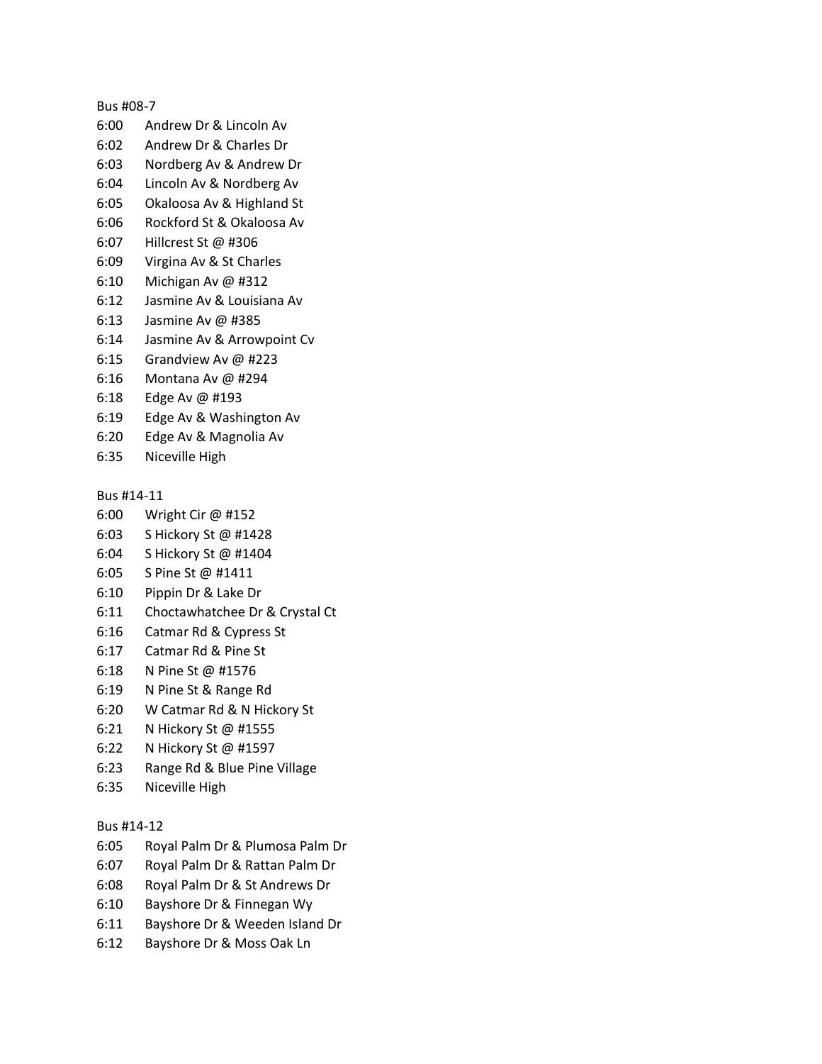Bus #08-7

6:00 Andrew Dr & Lincoln Av
6:02 Andrew Dr & Charles Dr
6:03 Nordberg Av & Andrew Dr
6:04 Lincoln Av & Nordberg Av
6:05 Okaloosa Av & Highland St
6:06 Rockford St & Okaloosa Av
6:07 Hillcrest St @ #306
6:09 Virgina Av & St Charles
6:10 Michigan Av @ #312
6:12 Jasmine Av & Louisiana Av
6:13 Jasmine Av @ #385
6:14 Jasmine Av & Arrowpoint Cv
6:15 Grandview Av @ #223
6:16 Montana Av @ #294
6:18 Edge Av @ #193
6:19 Edge Av & Washington Av
6:20 Edge Av & Magnolia Av
6:35 Niceville High

Bus #14-11

6:00 Wright Cir @ #152
6:03 S Hickory St @ #1428
6:04 S Hickory St @ #1404
6:05 S Pine St @ #1411
6:10 Pippin Dr & Lake Dr
6:11 Choctawhatchee Dr & Crystal Ct
6:16 Catmar Rd & Cypress St
6:17 Catmar Rd & Pine St
6:18 N Pine St @ #1576
6:19 N Pine St & Range Rd
6:20 W Catmar Rd & N Hickory St
6:21 N Hickory St @ #1555
6:22 N Hickory St @ #1597
6:23 Range Rd & Blue Pine Village
6:35 Niceville High

Bus #14-12

6:05 Royal Palm Dr & Plumosa Palm Dr
6:07 Royal Palm Dr & Rattan Palm Dr
6:08 Royal Palm Dr & St Andrews Dr
6:10 Bayshore Dr & Finnegan Wy
6:11 Bayshore Dr & Weeden Island Dr
6:12 Bayshore Dr & Moss Oak Ln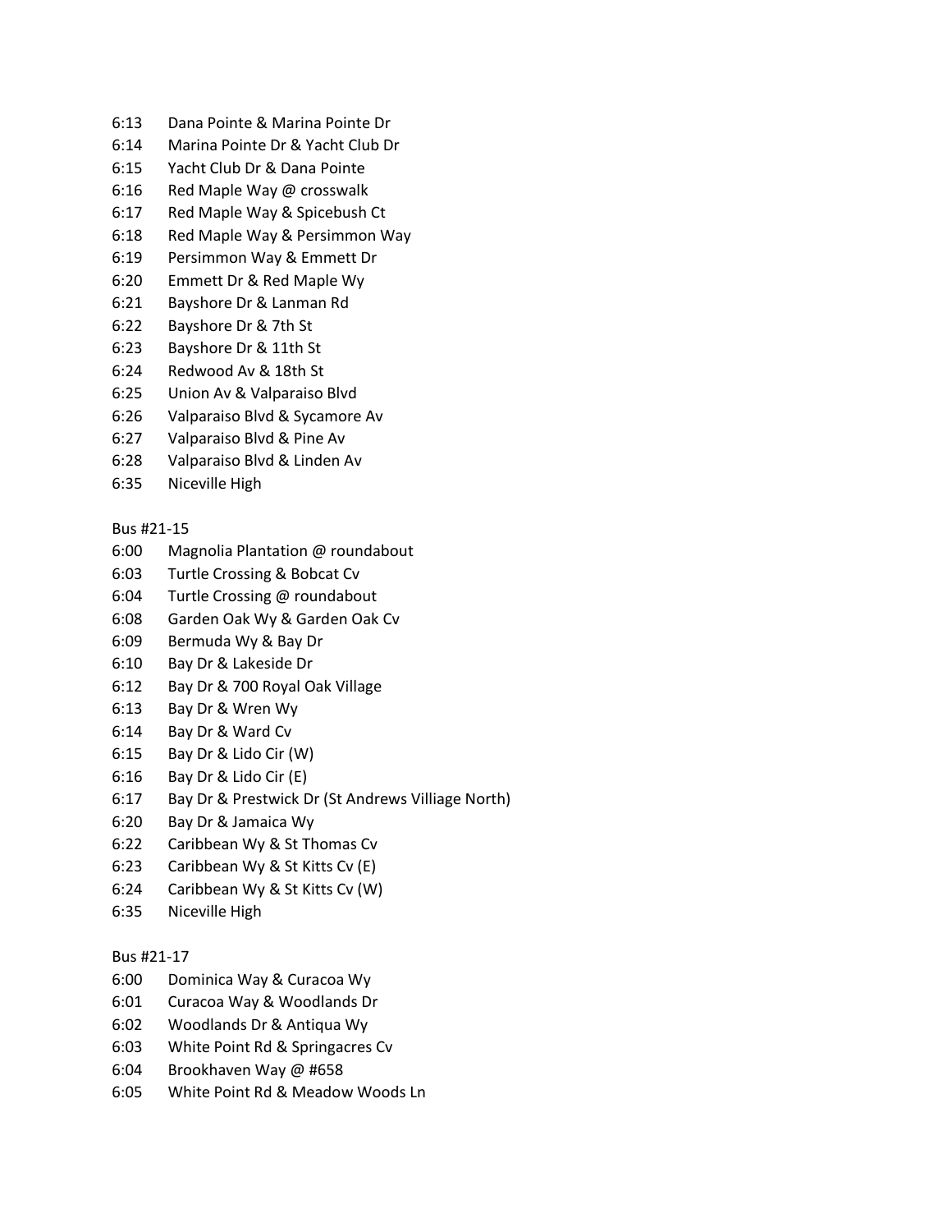6:13 Dana Pointe & Marina Pointe Dr
6:14 Marina Pointe Dr & Yacht Club Dr
6:15 Yacht Club Dr & Dana Pointe
6:16 Red Maple Way @ crosswalk
6:17 Red Maple Way & Spicebush Ct
6:18 Red Maple Way & Persimmon Way
6:19 Persimmon Way & Emmett Dr
6:20 Emmett Dr & Red Maple Wy
6:21 Bayshore Dr & Lanman Rd
6:22 Bayshore Dr & 7th St
6:23 Bayshore Dr & 11th St
6:24 Redwood Av & 18th St
6:25 Union Av & Valparaiso Blvd
6:26 Valparaiso Blvd & Sycamore Av
6:27 Valparaiso Blvd & Pine Av
6:28 Valparaiso Blvd & Linden Av
6:35 Niceville High

Bus #21-15

6:00 Magnolia Plantation @ roundabout
6:03 Turtle Crossing & Bobcat Cv
6:04 Turtle Crossing @ roundabout
6:08 Garden Oak Wy & Garden Oak Cv
6:09 Bermuda Wy & Bay Dr
6:10 Bay Dr & Lakeside Dr
6:12 Bay Dr & 700 Royal Oak Village
6:13 Bay Dr & Wren Wy
6:14 Bay Dr & Ward Cv
6:15 Bay Dr & Lido Cir (W)
6:16 Bay Dr & Lido Cir (E)
6:17 Bay Dr & Prestwick Dr (St Andrews Villiage North)
6:20 Bay Dr & Jamaica Wy
6:22 Caribbean Wy & St Thomas Cv
6:23 Caribbean Wy & St Kitts Cv (E)
6:24 Caribbean Wy & St Kitts Cv (W)
6:35 Niceville High

Bus #21-17

6:00 Dominica Way & Curacoa Wy
6:01 Curacoa Way & Woodlands Dr
6:02 Woodlands Dr & Antiqua Wy
6:03 White Point Rd & Springacres Cv
6:04 Brookhaven Way @ #658
6:05 White Point Rd & Meadow Woods Ln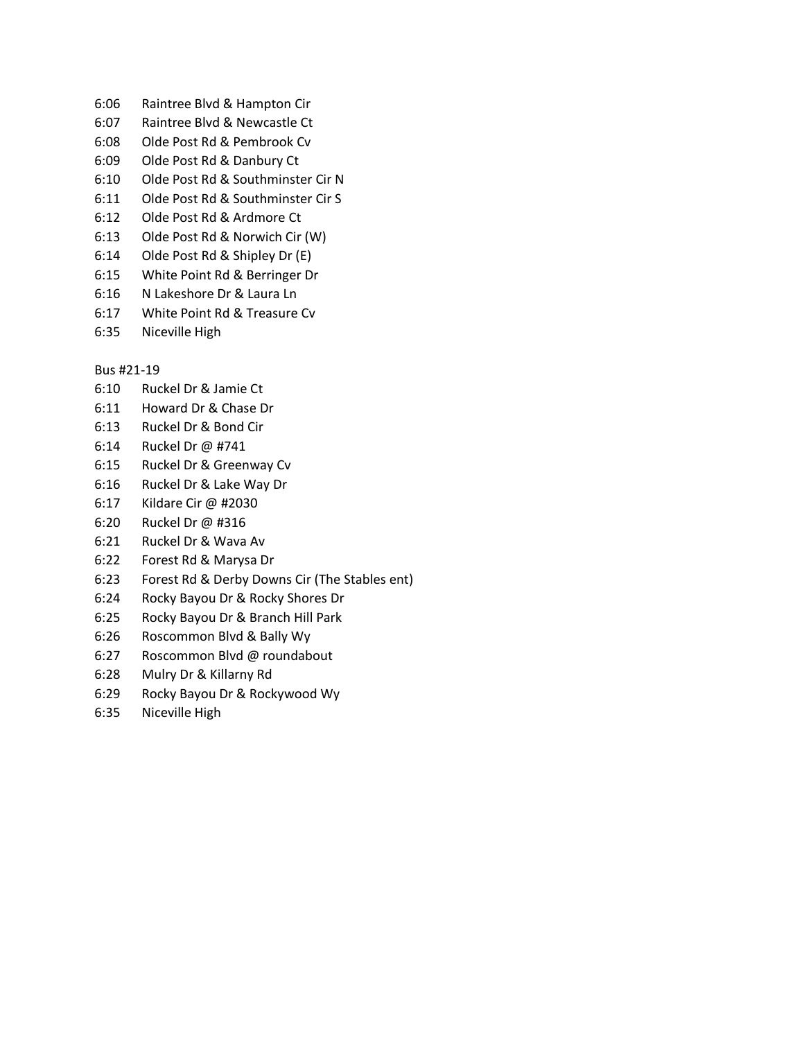6:06 Raintree Blvd & Hampton Cir
6:07 Raintree Blvd & Newcastle Ct
6:08 Olde Post Rd & Pembrook Cv
6:09 Olde Post Rd & Danbury Ct
6:10 Olde Post Rd & Southminster Cir N
6:11 Olde Post Rd & Southminster Cir S
6:12 Olde Post Rd & Ardmore Ct
6:13 Olde Post Rd & Norwich Cir (W)
6:14 Olde Post Rd & Shipley Dr (E)
6:15 White Point Rd & Berringer Dr
6:16 N Lakeshore Dr & Laura Ln
6:17 White Point Rd & Treasure Cv
6:35 Niceville High

Bus #21-19

6:10 Ruckel Dr & Jamie Ct
6:11 Howard Dr & Chase Dr
6:13 Ruckel Dr & Bond Cir
6:14 Ruckel Dr @ #741
6:15 Ruckel Dr & Greenway Cv
6:16 Ruckel Dr & Lake Way Dr
6:17 Kildare Cir @ #2030
6:20 Ruckel Dr @ #316
6:21 Ruckel Dr & Wava Av
6:22 Forest Rd & Marysa Dr
6:23 Forest Rd & Derby Downs Cir (The Stables ent)
6:24 Rocky Bayou Dr & Rocky Shores Dr
6:25 Rocky Bayou Dr & Branch Hill Park
6:26 Roscommon Blvd & Bally Wy
6:27 Roscommon Blvd @ roundabout
6:28 Mulry Dr & Killarny Rd
6:29 Rocky Bayou Dr & Rockywood Wy
6:35 Niceville High